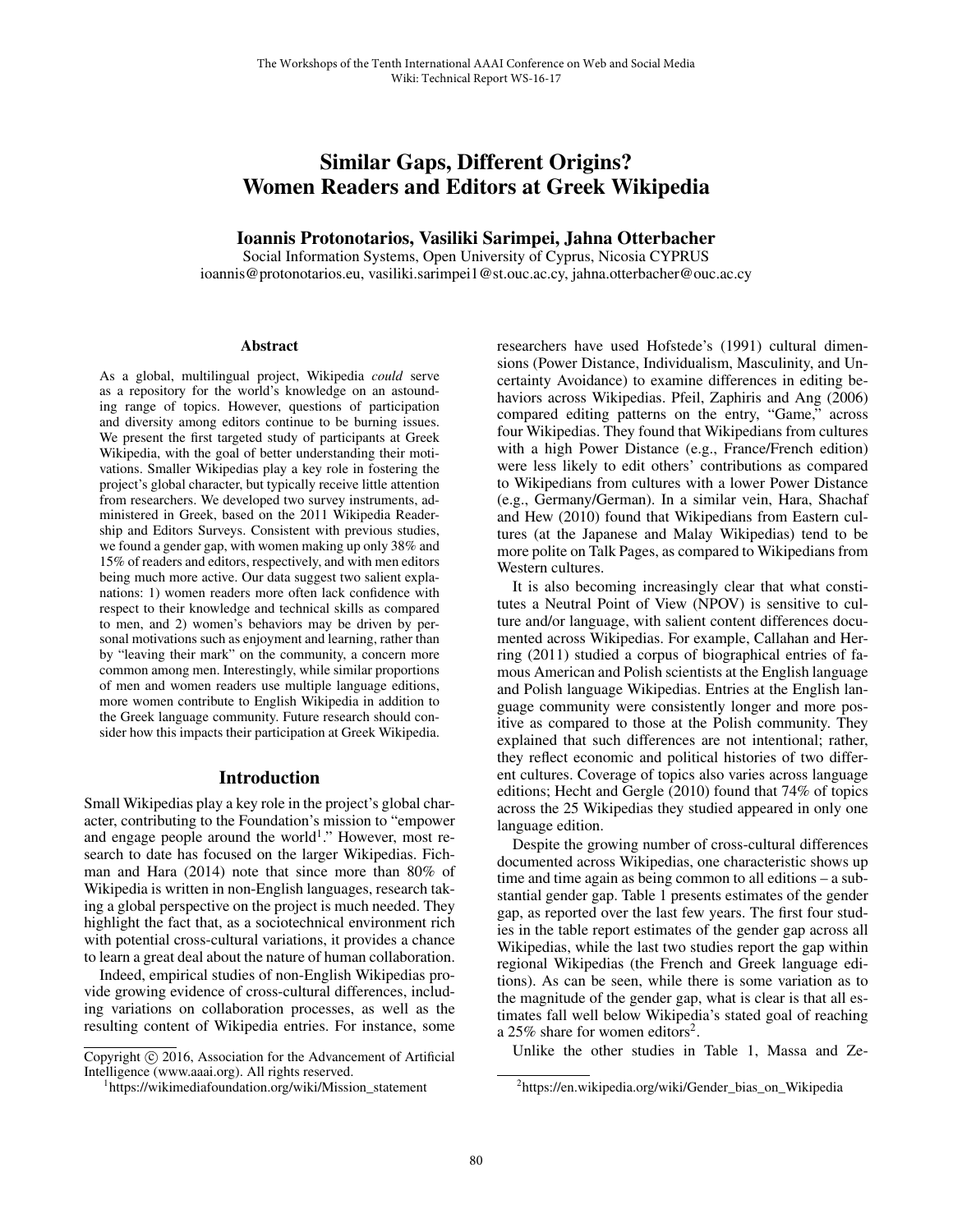# Similar Gaps, Different Origins? Women Readers and Editors at Greek Wikipedia

**Ioannis Protonotarios, Vasiliki Sarimpei, Jahna Otterbacher**

Social Information Systems, Open University of Cyprus, Nicosia CYPRUS
ioannis@protonotarios.eu, vasiliki.sarimpei1@st.ouc.ac.cy, jahna.otterbacher@ouc.ac.cy

### Abstract

As a global, multilingual project, Wikipedia *could* serve as a repository for the world's knowledge on an astounding range of topics. However, questions of participation and diversity among editors continue to be burning issues. We present the first targeted study of participants at Greek Wikipedia, with the goal of better understanding their motivations. Smaller Wikipedias play a key role in fostering the project's global character, but typically receive little attention from researchers. We developed two survey instruments, administered in Greek, based on the 2011 Wikipedia Readership and Editors Surveys. Consistent with previous studies, we found a gender gap, with women making up only 38% and 15% of readers and editors, respectively, and with men editors being much more active. Our data suggest two salient explanations: 1) women readers more often lack confidence with respect to their knowledge and technical skills as compared to men, and 2) women's behaviors may be driven by personal motivations such as enjoyment and learning, rather than by "leaving their mark" on the community, a concern more common among men. Interestingly, while similar proportions of men and women readers use multiple language editions, more women contribute to English Wikipedia in addition to the Greek language community. Future research should consider how this impacts their participation at Greek Wikipedia.

## Introduction

Small Wikipedias play a key role in the project's global character, contributing to the Foundation's mission to "empower and engage people around the world[1]." However, most research to date has focused on the larger Wikipedias. Fichman and Hara (2014) note that since more than 80% of Wikipedia is written in non-English languages, research taking a global perspective on the project is much needed. They highlight the fact that, as a sociotechnical environment rich with potential cross-cultural variations, it provides a chance to learn a great deal about the nature of human collaboration.

Indeed, empirical studies of non-English Wikipedias provide growing evidence of cross-cultural differences, including variations on collaboration processes, as well as the resulting content of Wikipedia entries. For instance, some researchers have used Hofstede's (1991) cultural dimensions (Power Distance, Individualism, Masculinity, and Uncertainty Avoidance) to examine differences in editing behaviors across Wikipedias. Pfeil, Zaphiris and Ang (2006) compared editing patterns on the entry, "Game," across four Wikipedias. They found that Wikipedians from cultures with a high Power Distance (e.g., France/French edition) were less likely to edit others' contributions as compared to Wikipedians from cultures with a lower Power Distance (e.g., Germany/German). In a similar vein, Hara, Shachaf and Hew (2010) found that Wikipedians from Eastern cultures (at the Japanese and Malay Wikipedias) tend to be more polite on Talk Pages, as compared to Wikipedians from Western cultures.

It is also becoming increasingly clear that what constitutes a Neutral Point of View (NPOV) is sensitive to culture and/or language, with salient content differences documented across Wikipedias. For example, Callahan and Herring (2011) studied a corpus of biographical entries of famous American and Polish scientists at the English language and Polish language Wikipedias. Entries at the English language community were consistently longer and more positive as compared to those at the Polish community. They explained that such differences are not intentional; rather, they reflect economic and political histories of two different cultures. Coverage of topics also varies across language editions; Hecht and Gergle (2010) found that 74% of topics across the 25 Wikipedias they studied appeared in only one language edition.

Despite the growing number of cross-cultural differences documented across Wikipedias, one characteristic shows up time and time again as being common to all editions – a substantial gender gap. Table 1 presents estimates of the gender gap, as reported over the last few years. The first four studies in the table report estimates of the gender gap across all Wikipedias, while the last two studies report the gap within regional Wikipedias (the French and Greek language editions). As can be seen, while there is some variation as to the magnitude of the gender gap, what is clear is that all estimates fall well below Wikipedia's stated goal of reaching a 25% share for women editors[2].

Unlike the other studies in Table 1, Massa and Ze-

---

Copyright © 2016, Association for the Advancement of Artificial Intelligence (www.aaai.org). All rights reserved.

[1] https://wikimediafoundation.org/wiki/Mission_statement

[2] https://en.wikipedia.org/wiki/Gender_bias_on_Wikipedia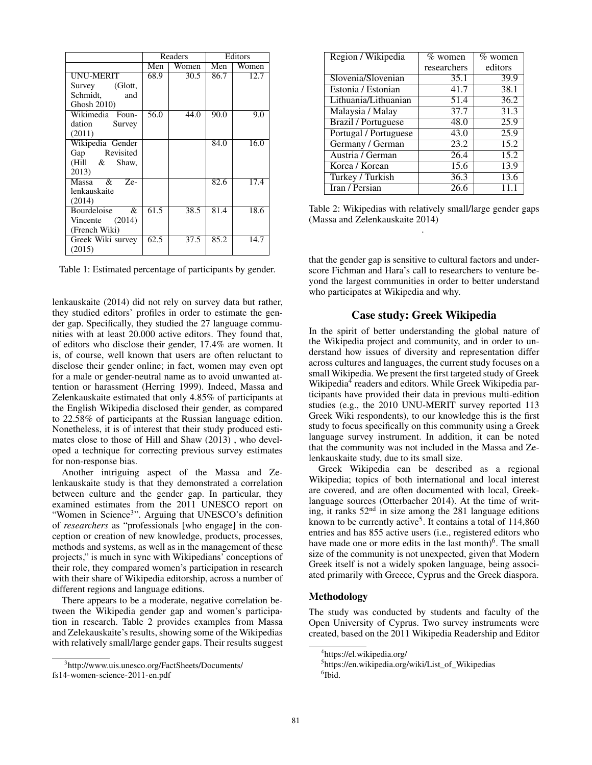| | Readers | | Editors | |
|---|---|---|---|---|
| | Men | Women | Men | Women |
| UNU-MERIT Survey (Glott, Schmidt, and Ghosh 2010) | 68.9 | 30.5 | 86.7 | 12.7 |
| Wikimedia Foundation Survey (2011) | 56.0 | 44.0 | 90.0 | 9.0 |
| Wikipedia Gender Gap Revisited (Hill & Shaw, 2013) | | | 84.0 | 16.0 |
| Massa & Zelenkauskaite (2014) | | | 82.6 | 17.4 |
| Bourdeloise & Vincente (2014) (French Wiki) | 61.5 | 38.5 | 81.4 | 18.6 |
| Greek Wiki survey (2015) | 62.5 | 37.5 | 85.2 | 14.7 |

Table 1: Estimated percentage of participants by gender.

lenkauskaite (2014) did not rely on survey data but rather, they studied editors' profiles in order to estimate the gender gap. Specifically, they studied the 27 language communities with at least 20.000 active editors. They found that, of editors who disclose their gender, 17.4% are women. It is, of course, well known that users are often reluctant to disclose their gender online; in fact, women may even opt for a male or gender-neutral name as to avoid unwanted attention or harassment (Herring 1999). Indeed, Massa and Zelenkauskaite estimated that only 4.85% of participants at the English Wikipedia disclosed their gender, as compared to 22.58% of participants at the Russian language edition. Nonetheless, it is of interest that their study produced estimates close to those of Hill and Shaw (2013) , who developed a technique for correcting previous survey estimates for non-response bias.

Another intriguing aspect of the Massa and Zelenkauskaite study is that they demonstrated a correlation between culture and the gender gap. In particular, they examined estimates from the 2011 UNESCO report on "Women in Science[3]". Arguing that UNESCO's definition of *researchers* as "professionals [who engage] in the conception or creation of new knowledge, products, processes, methods and systems, as well as in the management of these projects," is much in sync with Wikipedians' conceptions of their role, they compared women's participation in research with their share of Wikipedia editorship, across a number of different regions and language editions.

There appears to be a moderate, negative correlation between the Wikipedia gender gap and women's participation in research. Table 2 provides examples from Massa and Zelekauskaite's results, showing some of the Wikipedias with relatively small/large gender gaps. Their results suggest

| Region / Wikipedia | % women researchers | % women editors |
|---|---|---|
| Slovenia/Slovenian | 35.1 | 39.9 |
| Estonia / Estonian | 41.7 | 38.1 |
| Lithuania/Lithuanian | 51.4 | 36.2 |
| Malaysia / Malay | 37.7 | 31.3 |
| Brazil / Portuguese | 48.0 | 25.9 |
| Portugal / Portuguese | 43.0 | 25.9 |
| Germany / German | 23.2 | 15.2 |
| Austria / German | 26.4 | 15.2 |
| Korea / Korean | 15.6 | 13.9 |
| Turkey / Turkish | 36.3 | 13.6 |
| Iran / Persian | 26.6 | 11.1 |

Table 2: Wikipedias with relatively small/large gender gaps (Massa and Zelenkauskaite 2014)

that the gender gap is sensitive to cultural factors and underscore Fichman and Hara's call to researchers to venture beyond the largest communities in order to better understand who participates at Wikipedia and why.

## Case study: Greek Wikipedia

In the spirit of better understanding the global nature of the Wikipedia project and community, and in order to understand how issues of diversity and representation differ across cultures and languages, the current study focuses on a small Wikipedia. We present the first targeted study of Greek Wikipedia[4] readers and editors. While Greek Wikipedia participants have provided their data in previous multi-edition studies (e.g., the 2010 UNU-MERIT survey reported 113 Greek Wiki respondents), to our knowledge this is the first study to focus specifically on this community using a Greek language survey instrument. In addition, it can be noted that the community was not included in the Massa and Zelenkauskaite study, due to its small size.

Greek Wikipedia can be described as a regional Wikipedia; topics of both international and local interest are covered, and are often documented with local, Greek-language sources (Otterbacher 2014). At the time of writing, it ranks 52nd in size among the 281 language editions known to be currently active[5]. It contains a total of 114,860 entries and has 855 active users (i.e., registered editors who have made one or more edits in the last month)[6]. The small size of the community is not unexpected, given that Modern Greek itself is not a widely spoken language, being associated primarily with Greece, Cyprus and the Greek diaspora.

### Methodology

The study was conducted by students and faculty of the Open University of Cyprus. Two survey instruments were created, based on the 2011 Wikipedia Readership and Editor

[3] http://www.uis.unesco.org/FactSheets/Documents/fs14-women-science-2011-en.pdf

[4] https://el.wikipedia.org/

[5] https://en.wikipedia.org/wiki/List_of_Wikipedias

[6] Ibid.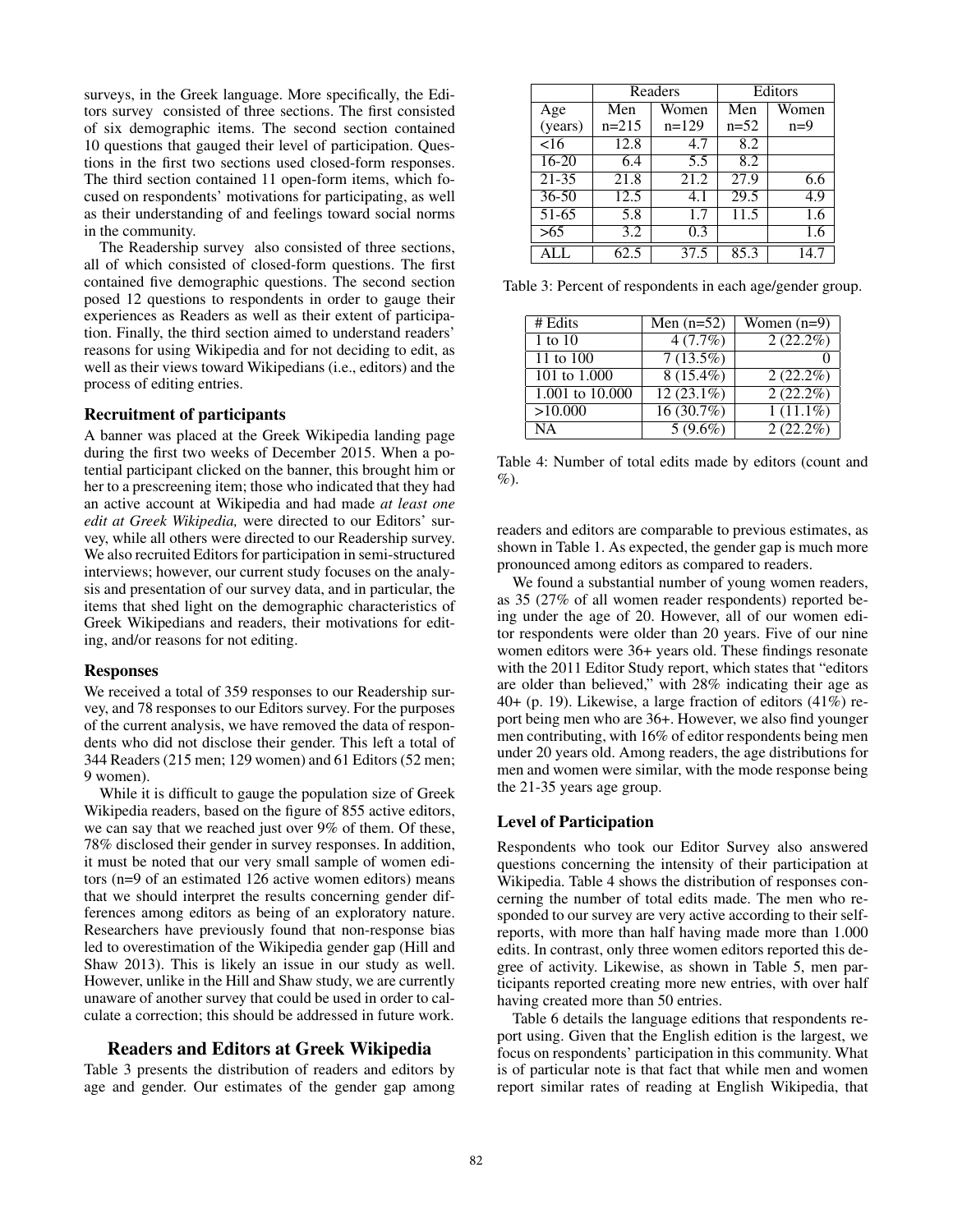surveys, in the Greek language. More specifically, the Editors survey consisted of three sections. The first consisted of six demographic items. The second section contained 10 questions that gauged their level of participation. Questions in the first two sections used closed-form responses. The third section contained 11 open-form items, which focused on respondents' motivations for participating, as well as their understanding of and feelings toward social norms in the community.

The Readership survey also consisted of three sections, all of which consisted of closed-form questions. The first contained five demographic questions. The second section posed 12 questions to respondents in order to gauge their experiences as Readers as well as their extent of participation. Finally, the third section aimed to understand readers' reasons for using Wikipedia and for not deciding to edit, as well as their views toward Wikipedians (i.e., editors) and the process of editing entries.

### Recruitment of participants

A banner was placed at the Greek Wikipedia landing page during the first two weeks of December 2015. When a potential participant clicked on the banner, this brought him or her to a prescreening item; those who indicated that they had an active account at Wikipedia and had made *at least one edit at Greek Wikipedia,* were directed to our Editors' survey, while all others were directed to our Readership survey. We also recruited Editors for participation in semi-structured interviews; however, our current study focuses on the analysis and presentation of our survey data, and in particular, the items that shed light on the demographic characteristics of Greek Wikipedians and readers, their motivations for editing, and/or reasons for not editing.

### Responses

We received a total of 359 responses to our Readership survey, and 78 responses to our Editors survey. For the purposes of the current analysis, we have removed the data of respondents who did not disclose their gender. This left a total of 344 Readers (215 men; 129 women) and 61 Editors (52 men; 9 women).

While it is difficult to gauge the population size of Greek Wikipedia readers, based on the figure of 855 active editors, we can say that we reached just over 9% of them. Of these, 78% disclosed their gender in survey responses. In addition, it must be noted that our very small sample of women editors (n=9 of an estimated 126 active women editors) means that we should interpret the results concerning gender differences among editors as being of an exploratory nature. Researchers have previously found that non-response bias led to overestimation of the Wikipedia gender gap (Hill and Shaw 2013). This is likely an issue in our study as well. However, unlike in the Hill and Shaw study, we are currently unaware of another survey that could be used in order to calculate a correction; this should be addressed in future work.

## Readers and Editors at Greek Wikipedia

Table 3 presents the distribution of readers and editors by age and gender. Our estimates of the gender gap among readers and editors are comparable to previous estimates, as shown in Table 1. As expected, the gender gap is much more pronounced among editors as compared to readers.

| | Readers | | Editors | |
|---|---|---|---|---|
| Age (years) | Men n=215 | Women n=129 | Men n=52 | Women n=9 |
| <16 | 12.8 | 4.7 | 8.2 | |
| 16-20 | 6.4 | 5.5 | 8.2 | |
| 21-35 | 21.8 | 21.2 | 27.9 | 6.6 |
| 36-50 | 12.5 | 4.1 | 29.5 | 4.9 |
| 51-65 | 5.8 | 1.7 | 11.5 | 1.6 |
| >65 | 3.2 | 0.3 | | 1.6 |
| ALL | 62.5 | 37.5 | 85.3 | 14.7 |

Table 3: Percent of respondents in each age/gender group.

| # Edits | Men (n=52) | Women (n=9) |
|---|---|---|
| 1 to 10 | 4 (7.7%) | 2 (22.2%) |
| 11 to 100 | 7 (13.5%) | 0 |
| 101 to 1.000 | 8 (15.4%) | 2 (22.2%) |
| 1.001 to 10.000 | 12 (23.1%) | 2 (22.2%) |
| >10.000 | 16 (30.7%) | 1 (11.1%) |
| NA | 5 (9.6%) | 2 (22.2%) |

Table 4: Number of total edits made by editors (count and %).

We found a substantial number of young women readers, as 35 (27% of all women reader respondents) reported being under the age of 20. However, all of our women editor respondents were older than 20 years. Five of our nine women editors were 36+ years old. These findings resonate with the 2011 Editor Study report, which states that "editors are older than believed," with 28% indicating their age as 40+ (p. 19). Likewise, a large fraction of editors (41%) report being men who are 36+. However, we also find younger men contributing, with 16% of editor respondents being men under 20 years old. Among readers, the age distributions for men and women were similar, with the mode response being the 21-35 years age group.

### Level of Participation

Respondents who took our Editor Survey also answered questions concerning the intensity of their participation at Wikipedia. Table 4 shows the distribution of responses concerning the number of total edits made. The men who responded to our survey are very active according to their self-reports, with more than half having made more than 1.000 edits. In contrast, only three women editors reported this degree of activity. Likewise, as shown in Table 5, men participants reported creating more new entries, with over half having created more than 50 entries.

Table 6 details the language editions that respondents report using. Given that the English edition is the largest, we focus on respondents' participation in this community. What is of particular note is that fact that while men and women report similar rates of reading at English Wikipedia, that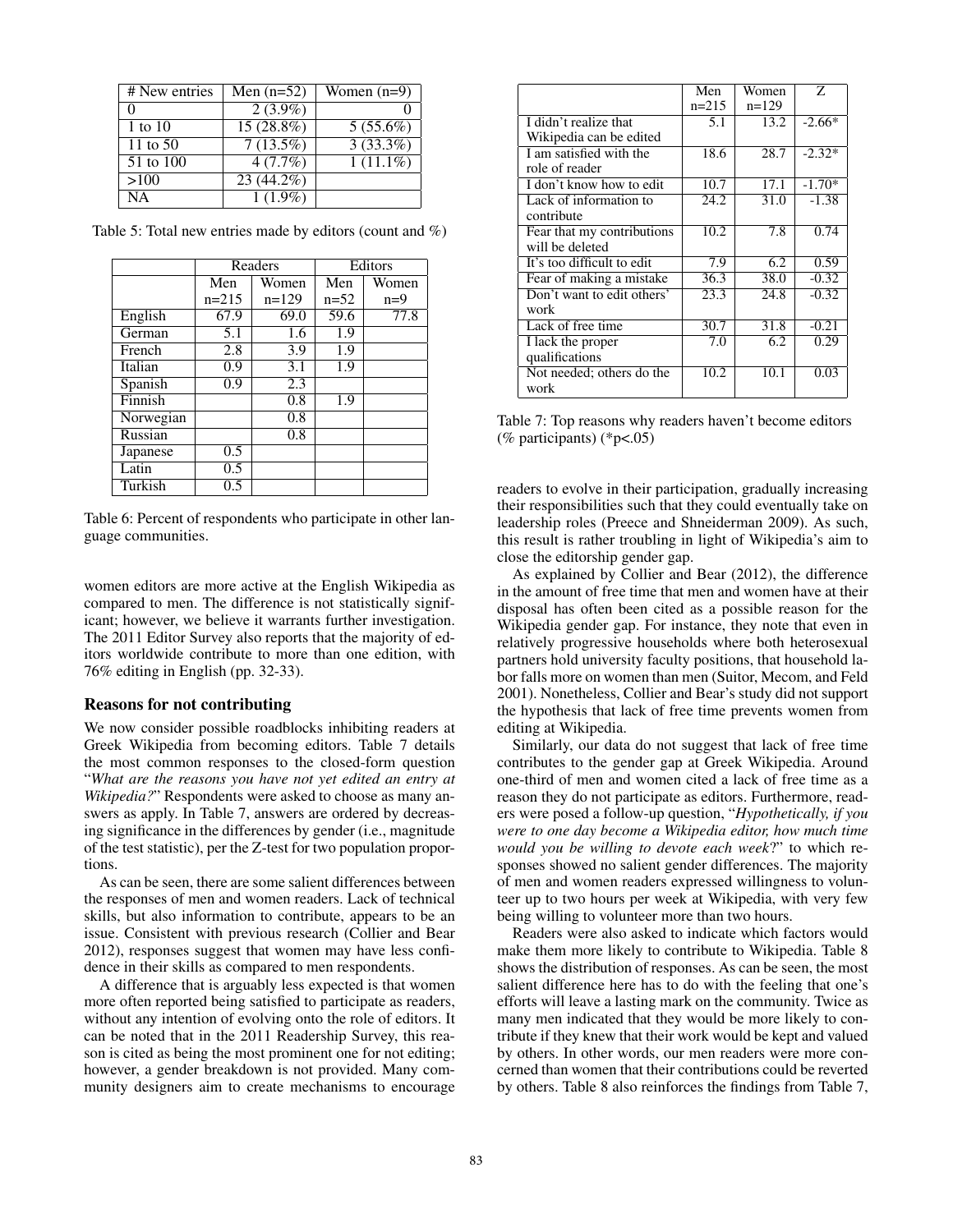| # New entries | Men (n=52) | Women (n=9) |
|---|---|---|
| 0 | 2 (3.9%) | 0 |
| 1 to 10 | 15 (28.8%) | 5 (55.6%) |
| 11 to 50 | 7 (13.5%) | 3 (33.3%) |
| 51 to 100 | 4 (7.7%) | 1 (11.1%) |
| >100 | 23 (44.2%) | |
| NA | 1 (1.9%) | |

Table 5: Total new entries made by editors (count and %)

| | Readers | | Editors | |
|---|---|---|---|---|
| | Men n=215 | Women n=129 | Men n=52 | Women n=9 |
| English | 67.9 | 69.0 | 59.6 | 77.8 |
| German | 5.1 | 1.6 | 1.9 | |
| French | 2.8 | 3.9 | 1.9 | |
| Italian | 0.9 | 3.1 | 1.9 | |
| Spanish | 0.9 | 2.3 | | |
| Finnish | | 0.8 | 1.9 | |
| Norwegian | | 0.8 | | |
| Russian | | 0.8 | | |
| Japanese | 0.5 | | | |
| Latin | 0.5 | | | |
| Turkish | 0.5 | | | |

Table 6: Percent of respondents who participate in other language communities.

women editors are more active at the English Wikipedia as compared to men. The difference is not statistically significant; however, we believe it warrants further investigation. The 2011 Editor Survey also reports that the majority of editors worldwide contribute to more than one edition, with 76% editing in English (pp. 32-33).

### Reasons for not contributing

We now consider possible roadblocks inhibiting readers at Greek Wikipedia from becoming editors. Table 7 details the most common responses to the closed-form question "*What are the reasons you have not yet edited an entry at Wikipedia?*" Respondents were asked to choose as many answers as apply. In Table 7, answers are ordered by decreasing significance in the differences by gender (i.e., magnitude of the test statistic), per the Z-test for two population proportions.

As can be seen, there are some salient differences between the responses of men and women readers. Lack of technical skills, but also information to contribute, appears to be an issue. Consistent with previous research (Collier and Bear 2012), responses suggest that women may have less confidence in their skills as compared to men respondents.

A difference that is arguably less expected is that women more often reported being satisfied to participate as readers, without any intention of evolving onto the role of editors. It can be noted that in the 2011 Readership Survey, this reason is cited as being the most prominent one for not editing; however, a gender breakdown is not provided. Many community designers aim to create mechanisms to encourage readers to evolve in their participation, gradually increasing their responsibilities such that they could eventually take on leadership roles (Preece and Shneiderman 2009). As such, this result is rather troubling in light of Wikipedia's aim to close the editorship gender gap.

| | Men n=215 | Women n=129 | Z |
|---|---|---|---|
| I didn't realize that Wikipedia can be edited | 5.1 | 13.2 | -2.66* |
| I am satisfied with the role of reader | 18.6 | 28.7 | -2.32* |
| I don't know how to edit | 10.7 | 17.1 | -1.70* |
| Lack of information to contribute | 24.2 | 31.0 | -1.38 |
| Fear that my contributions will be deleted | 10.2 | 7.8 | 0.74 |
| It's too difficult to edit | 7.9 | 6.2 | 0.59 |
| Fear of making a mistake | 36.3 | 38.0 | -0.32 |
| Don't want to edit others' work | 23.3 | 24.8 | -0.32 |
| Lack of free time | 30.7 | 31.8 | -0.21 |
| I lack the proper qualifications | 7.0 | 6.2 | 0.29 |
| Not needed; others do the work | 10.2 | 10.1 | 0.03 |

Table 7: Top reasons why readers haven't become editors (% participants) (*p<.05)

As explained by Collier and Bear (2012), the difference in the amount of free time that men and women have at their disposal has often been cited as a possible reason for the Wikipedia gender gap. For instance, they note that even in relatively progressive households where both heterosexual partners hold university faculty positions, that household labor falls more on women than men (Suitor, Mecom, and Feld 2001). Nonetheless, Collier and Bear's study did not support the hypothesis that lack of free time prevents women from editing at Wikipedia.

Similarly, our data do not suggest that lack of free time contributes to the gender gap at Greek Wikipedia. Around one-third of men and women cited a lack of free time as a reason they do not participate as editors. Furthermore, readers were posed a follow-up question, "*Hypothetically, if you were to one day become a Wikipedia editor, how much time would you be willing to devote each week*?" to which responses showed no salient gender differences. The majority of men and women readers expressed willingness to volunteer up to two hours per week at Wikipedia, with very few being willing to volunteer more than two hours.

Readers were also asked to indicate which factors would make them more likely to contribute to Wikipedia. Table 8 shows the distribution of responses. As can be seen, the most salient difference here has to do with the feeling that one's efforts will leave a lasting mark on the community. Twice as many men indicated that they would be more likely to contribute if they knew that their work would be kept and valued by others. In other words, our men readers were more concerned than women that their contributions could be reverted by others. Table 8 also reinforces the findings from Table 7,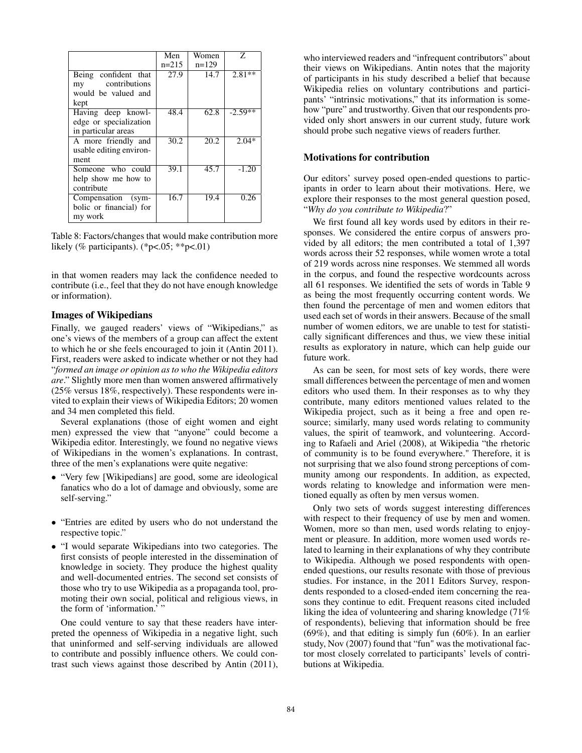| | Men n=215 | Women n=129 | Z |
|---|---|---|---|
| Being confident that my contributions would be valued and kept | 27.9 | 14.7 | 2.81** |
| Having deep knowledge or specialization in particular areas | 48.4 | 62.8 | -2.59** |
| A more friendly and usable editing environment | 30.2 | 20.2 | 2.04* |
| Someone who could help show me how to contribute | 39.1 | 45.7 | -1.20 |
| Compensation (symbolic or financial) for my work | 16.7 | 19.4 | 0.26 |

Table 8: Factors/changes that would make contribution more likely (% participants). (*p<.05; **p<.01)

in that women readers may lack the confidence needed to contribute (i.e., feel that they do not have enough knowledge or information).

### Images of Wikipedians

Finally, we gauged readers' views of "Wikipedians," as one's views of the members of a group can affect the extent to which he or she feels encouraged to join it (Antin 2011). First, readers were asked to indicate whether or not they had "*formed an image or opinion as to who the Wikipedia editors are*." Slightly more men than women answered affirmatively (25% versus 18%, respectively). These respondents were invited to explain their views of Wikipedia Editors; 20 women and 34 men completed this field.

Several explanations (those of eight women and eight men) expressed the view that "anyone" could become a Wikipedia editor. Interestingly, we found no negative views of Wikipedians in the women's explanations. In contrast, three of the men's explanations were quite negative:

- "Very few [Wikipedians] are good, some are ideological fanatics who do a lot of damage and obviously, some are self-serving."
- "Entries are edited by users who do not understand the respective topic."
- "I would separate Wikipedians into two categories. The first consists of people interested in the dissemination of knowledge in society. They produce the highest quality and well-documented entries. The second set consists of those who try to use Wikipedia as a propaganda tool, promoting their own social, political and religious views, in the form of 'information.' "

One could venture to say that these readers have interpreted the openness of Wikipedia in a negative light, such that uninformed and self-serving individuals are allowed to contribute and possibly influence others. We could contrast such views against those described by Antin (2011), who interviewed readers and "infrequent contributors" about their views on Wikipedians. Antin notes that the majority of participants in his study described a belief that because Wikipedia relies on voluntary contributions and participants' "intrinsic motivations," that its information is somehow "pure" and trustworthy. Given that our respondents provided only short answers in our current study, future work should probe such negative views of readers further.

### Motivations for contribution

Our editors' survey posed open-ended questions to participants in order to learn about their motivations. Here, we explore their responses to the most general question posed, "*Why do you contribute to Wikipedia*?"

We first found all key words used by editors in their responses. We considered the entire corpus of answers provided by all editors; the men contributed a total of 1,397 words across their 52 responses, while women wrote a total of 219 words across nine responses. We stemmed all words in the corpus, and found the respective wordcounts across all 61 responses. We identified the sets of words in Table 9 as being the most frequently occurring content words. We then found the percentage of men and women editors that used each set of words in their answers. Because of the small number of women editors, we are unable to test for statistically significant differences and thus, we view these initial results as exploratory in nature, which can help guide our future work.

As can be seen, for most sets of key words, there were small differences between the percentage of men and women editors who used them. In their responses as to why they contribute, many editors mentioned values related to the Wikipedia project, such as it being a free and open resource; similarly, many used words relating to community values, the spirit of teamwork, and volunteering. According to Rafaeli and Ariel (2008), at Wikipedia "the rhetoric of community is to be found everywhere." Therefore, it is not surprising that we also found strong perceptions of community among our respondents. In addition, as expected, words relating to knowledge and information were mentioned equally as often by men versus women.

Only two sets of words suggest interesting differences with respect to their frequency of use by men and women. Women, more so than men, used words relating to enjoyment or pleasure. In addition, more women used words related to learning in their explanations of why they contribute to Wikipedia. Although we posed respondents with open-ended questions, our results resonate with those of previous studies. For instance, in the 2011 Editors Survey, respondents responded to a closed-ended item concerning the reasons they continue to edit. Frequent reasons cited included liking the idea of volunteering and sharing knowledge (71% of respondents), believing that information should be free (69%), and that editing is simply fun (60%). In an earlier study, Nov (2007) found that "fun" was the motivational factor most closely correlated to participants' levels of contributions at Wikipedia.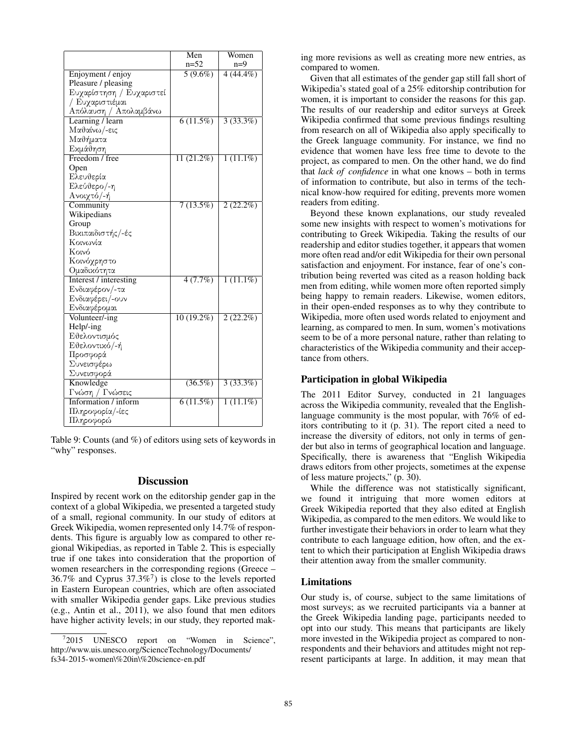|  | Men n=52 | Women n=9 |
|---|---|---|
| Enjoyment / enjoy Pleasure / pleasing Ευχαρίστηση / Ευχαριστεί / Ευχαριστιέμαι Απόλαυση / Απολαμβάνω | 5 (9.6%) | 4 (44.4%) |
| Learning / learn Μαθαίνω/-εις Μαθήματα Εκμάθηση | 6 (11.5%) | 3 (33.3%) |
| Freedom / free Open Ελευθερία Ελεύθερο/-η Ανοιχτό/-ή | 11 (21.2%) | 1 (11.1%) |
| Community Wikipedians Group Βικιπαιδιστής/-ές Κοινωνία Κοινό Κοινόχρηστο Ομαδικότητα | 7 (13.5%) | 2 (22.2%) |
| Interest / interesting Ενδιαφέρον/-τα Ενδιαφέρει/-ουν Ενδιαφέρομαι | 4 (7.7%) | 1 (11.1%) |
| Volunteer/-ing Help/-ing Εθελοντισμός Εθελοντικό/-ή Προσφορά Συνεισφέρω Συνεισφορά | 10 (19.2%) | 2 (22.2%) |
| Knowledge Γνώση / Γνώσεις | (36.5%) | 3 (33.3%) |
| Information / inform Πληροφορία/-ίες Πληροφορώ | 6 (11.5%) | 1 (11.1%) |

Table 9: Counts (and %) of editors using sets of keywords in "why" responses.

## Discussion

Inspired by recent work on the editorship gender gap in the context of a global Wikipedia, we presented a targeted study of a small, regional community. In our study of editors at Greek Wikipedia, women represented only 14.7% of respondents. This figure is arguably low as compared to other regional Wikipedias, as reported in Table 2. This is especially true if one takes into consideration that the proportion of women researchers in the corresponding regions (Greece – 36.7% and Cyprus 37.3%[7]) is close to the levels reported in Eastern European countries, which are often associated with smaller Wikipedia gender gaps. Like previous studies (e.g., Antin et al., 2011), we also found that men editors have higher activity levels; in our study, they reported making more revisions as well as creating more new entries, as compared to women.

Given that all estimates of the gender gap still fall short of Wikipedia's stated goal of a 25% editorship contribution for women, it is important to consider the reasons for this gap. The results of our readership and editor surveys at Greek Wikipedia confirmed that some previous findings resulting from research on all of Wikipedia also apply specifically to the Greek language community. For instance, we find no evidence that women have less free time to devote to the project, as compared to men. On the other hand, we do find that *lack of confidence* in what one knows – both in terms of information to contribute, but also in terms of the technical know-how required for editing, prevents more women readers from editing.

Beyond these known explanations, our study revealed some new insights with respect to women's motivations for contributing to Greek Wikipedia. Taking the results of our readership and editor studies together, it appears that women more often read and/or edit Wikipedia for their own personal satisfaction and enjoyment. For instance, fear of one's contribution being reverted was cited as a reason holding back men from editing, while women more often reported simply being happy to remain readers. Likewise, women editors, in their open-ended responses as to why they contribute to Wikipedia, more often used words related to enjoyment and learning, as compared to men. In sum, women's motivations seem to be of a more personal nature, rather than relating to characteristics of the Wikipedia community and their acceptance from others.

### Participation in global Wikipedia

The 2011 Editor Survey, conducted in 21 languages across the Wikipedia community, revealed that the English-language community is the most popular, with 76% of editors contributing to it (p. 31). The report cited a need to increase the diversity of editors, not only in terms of gender but also in terms of geographical location and language. Specifically, there is awareness that "English Wikipedia draws editors from other projects, sometimes at the expense of less mature projects," (p. 30).

While the difference was not statistically significant, we found it intriguing that more women editors at Greek Wikipedia reported that they also edited at English Wikipedia, as compared to the men editors. We would like to further investigate their behaviors in order to learn what they contribute to each language edition, how often, and the extent to which their participation at English Wikipedia draws their attention away from the smaller community.

### Limitations

Our study is, of course, subject to the same limitations of most surveys; as we recruited participants via a banner at the Greek Wikipedia landing page, participants needed to opt into our study. This means that participants are likely more invested in the Wikipedia project as compared to non-respondents and their behaviors and attitudes might not represent participants at large. In addition, it may mean that

[7] 2015 UNESCO report on "Women in Science", http://www.uis.unesco.org/ScienceTechnology/Documents/fs34-2015-women\%20in\%20science-en.pdf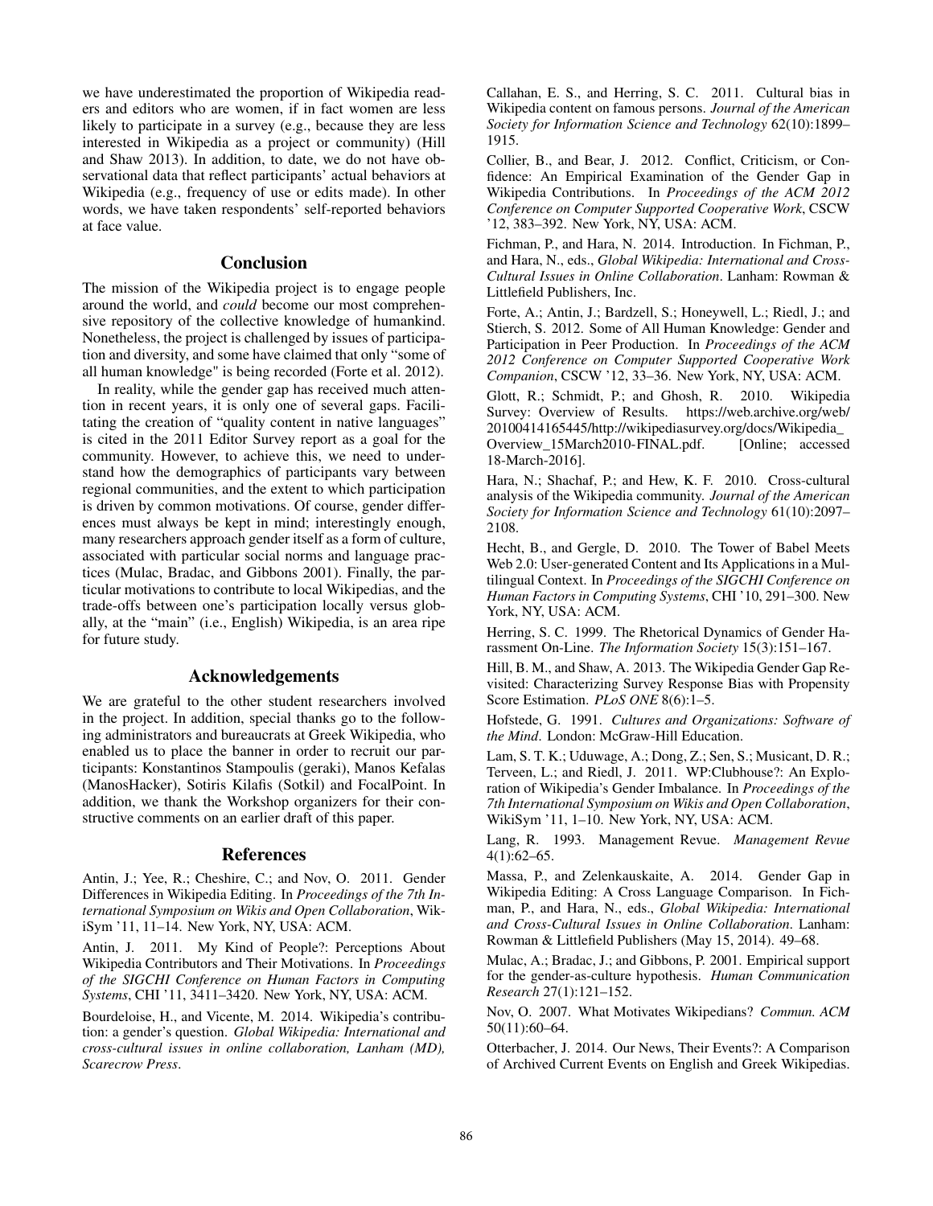we have underestimated the proportion of Wikipedia readers and editors who are women, if in fact women are less likely to participate in a survey (e.g., because they are less interested in Wikipedia as a project or community) (Hill and Shaw 2013). In addition, to date, we do not have observational data that reflect participants' actual behaviors at Wikipedia (e.g., frequency of use or edits made). In other words, we have taken respondents' self-reported behaviors at face value.

## Conclusion

The mission of the Wikipedia project is to engage people around the world, and *could* become our most comprehensive repository of the collective knowledge of humankind. Nonetheless, the project is challenged by issues of participation and diversity, and some have claimed that only "some of all human knowledge" is being recorded (Forte et al. 2012).

In reality, while the gender gap has received much attention in recent years, it is only one of several gaps. Facilitating the creation of "quality content in native languages" is cited in the 2011 Editor Survey report as a goal for the community. However, to achieve this, we need to understand how the demographics of participants vary between regional communities, and the extent to which participation is driven by common motivations. Of course, gender differences must always be kept in mind; interestingly enough, many researchers approach gender itself as a form of culture, associated with particular social norms and language practices (Mulac, Bradac, and Gibbons 2001). Finally, the particular motivations to contribute to local Wikipedias, and the trade-offs between one's participation locally versus globally, at the "main" (i.e., English) Wikipedia, is an area ripe for future study.

## Acknowledgements

We are grateful to the other student researchers involved in the project. In addition, special thanks go to the following administrators and bureaucrats at Greek Wikipedia, who enabled us to place the banner in order to recruit our participants: Konstantinos Stampoulis (geraki), Manos Kefalas (ManosHacker), Sotiris Kilafis (Sotkil) and FocalPoint. In addition, we thank the Workshop organizers for their constructive comments on an earlier draft of this paper.

## References

Antin, J.; Yee, R.; Cheshire, C.; and Nov, O. 2011. Gender Differences in Wikipedia Editing. In *Proceedings of the 7th International Symposium on Wikis and Open Collaboration*, WikiSym '11, 11–14. New York, NY, USA: ACM.

Antin, J. 2011. My Kind of People?: Perceptions About Wikipedia Contributors and Their Motivations. In *Proceedings of the SIGCHI Conference on Human Factors in Computing Systems*, CHI '11, 3411–3420. New York, NY, USA: ACM.

Bourdeloise, H., and Vicente, M. 2014. Wikipedia's contribution: a gender's question. *Global Wikipedia: International and cross-cultural issues in online collaboration, Lanham (MD), Scarecrow Press*.

Callahan, E. S., and Herring, S. C. 2011. Cultural bias in Wikipedia content on famous persons. *Journal of the American Society for Information Science and Technology* 62(10):1899–1915.

Collier, B., and Bear, J. 2012. Conflict, Criticism, or Confidence: An Empirical Examination of the Gender Gap in Wikipedia Contributions. In *Proceedings of the ACM 2012 Conference on Computer Supported Cooperative Work*, CSCW '12, 383–392. New York, NY, USA: ACM.

Fichman, P., and Hara, N. 2014. Introduction. In Fichman, P., and Hara, N., eds., *Global Wikipedia: International and Cross-Cultural Issues in Online Collaboration*. Lanham: Rowman & Littlefield Publishers, Inc.

Forte, A.; Antin, J.; Bardzell, S.; Honeywell, L.; Riedl, J.; and Stierch, S. 2012. Some of All Human Knowledge: Gender and Participation in Peer Production. In *Proceedings of the ACM 2012 Conference on Computer Supported Cooperative Work Companion*, CSCW '12, 33–36. New York, NY, USA: ACM.

Glott, R.; Schmidt, P.; and Ghosh, R. 2010. Wikipedia Survey: Overview of Results. https://web.archive.org/web/20100414165445/http://wikipediasurvey.org/docs/Wikipedia_Overview_15March2010-FINAL.pdf. [Online; accessed 18-March-2016].

Hara, N.; Shachaf, P.; and Hew, K. F. 2010. Cross-cultural analysis of the Wikipedia community. *Journal of the American Society for Information Science and Technology* 61(10):2097–2108.

Hecht, B., and Gergle, D. 2010. The Tower of Babel Meets Web 2.0: User-generated Content and Its Applications in a Multilingual Context. In *Proceedings of the SIGCHI Conference on Human Factors in Computing Systems*, CHI '10, 291–300. New York, NY, USA: ACM.

Herring, S. C. 1999. The Rhetorical Dynamics of Gender Harassment On-Line. *The Information Society* 15(3):151–167.

Hill, B. M., and Shaw, A. 2013. The Wikipedia Gender Gap Revisited: Characterizing Survey Response Bias with Propensity Score Estimation. *PLoS ONE* 8(6):1–5.

Hofstede, G. 1991. *Cultures and Organizations: Software of the Mind*. London: McGraw-Hill Education.

Lam, S. T. K.; Uduwage, A.; Dong, Z.; Sen, S.; Musicant, D. R.; Terveen, L.; and Riedl, J. 2011. WP:Clubhouse?: An Exploration of Wikipedia's Gender Imbalance. In *Proceedings of the 7th International Symposium on Wikis and Open Collaboration*, WikiSym '11, 1–10. New York, NY, USA: ACM.

Lang, R. 1993. Management Revue. *Management Revue* 4(1):62–65.

Massa, P., and Zelenkauskaite, A. 2014. Gender Gap in Wikipedia Editing: A Cross Language Comparison. In Fichman, P., and Hara, N., eds., *Global Wikipedia: International and Cross-Cultural Issues in Online Collaboration*. Lanham: Rowman & Littlefield Publishers (May 15, 2014). 49–68.

Mulac, A.; Bradac, J.; and Gibbons, P. 2001. Empirical support for the gender-as-culture hypothesis. *Human Communication Research* 27(1):121–152.

Nov, O. 2007. What Motivates Wikipedians? *Commun. ACM* 50(11):60–64.

Otterbacher, J. 2014. Our News, Their Events?: A Comparison of Archived Current Events on English and Greek Wikipedias.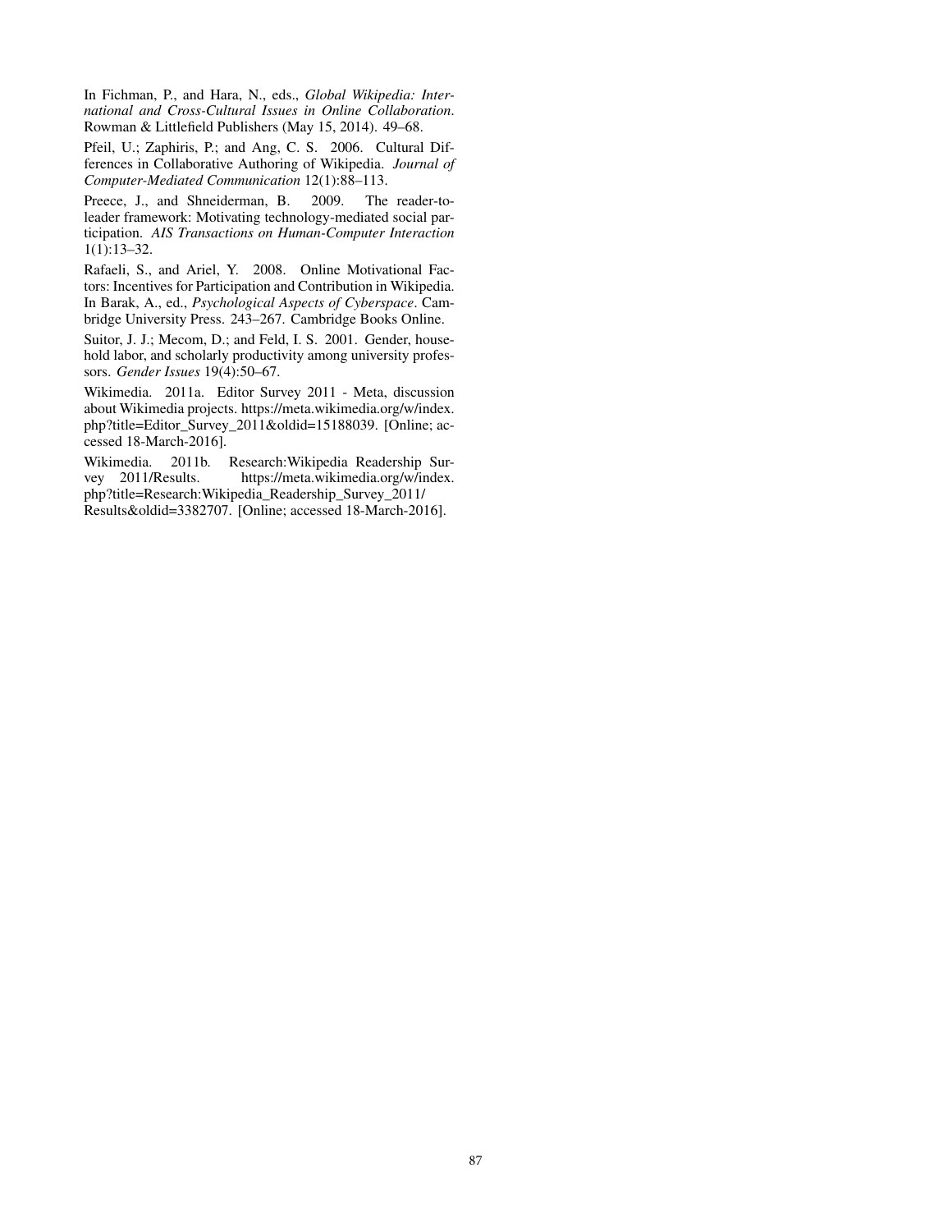In Fichman, P., and Hara, N., eds., *Global Wikipedia: International and Cross-Cultural Issues in Online Collaboration*. Rowman & Littlefield Publishers (May 15, 2014). 49–68.

Pfeil, U.; Zaphiris, P.; and Ang, C. S. 2006. Cultural Differences in Collaborative Authoring of Wikipedia. *Journal of Computer-Mediated Communication* 12(1):88–113.

Preece, J., and Shneiderman, B. 2009. The reader-to-leader framework: Motivating technology-mediated social participation. *AIS Transactions on Human-Computer Interaction* 1(1):13–32.

Rafaeli, S., and Ariel, Y. 2008. Online Motivational Factors: Incentives for Participation and Contribution in Wikipedia. In Barak, A., ed., *Psychological Aspects of Cyberspace*. Cambridge University Press. 243–267. Cambridge Books Online.

Suitor, J. J.; Mecom, D.; and Feld, I. S. 2001. Gender, household labor, and scholarly productivity among university professors. *Gender Issues* 19(4):50–67.

Wikimedia. 2011a. Editor Survey 2011 - Meta, discussion about Wikimedia projects. https://meta.wikimedia.org/w/index.php?title=Editor_Survey_2011&oldid=15188039. [Online; accessed 18-March-2016].

Wikimedia. 2011b. Research:Wikipedia Readership Survey 2011/Results. https://meta.wikimedia.org/w/index.php?title=Research:Wikipedia_Readership_Survey_2011/Results&oldid=3382707. [Online; accessed 18-March-2016].